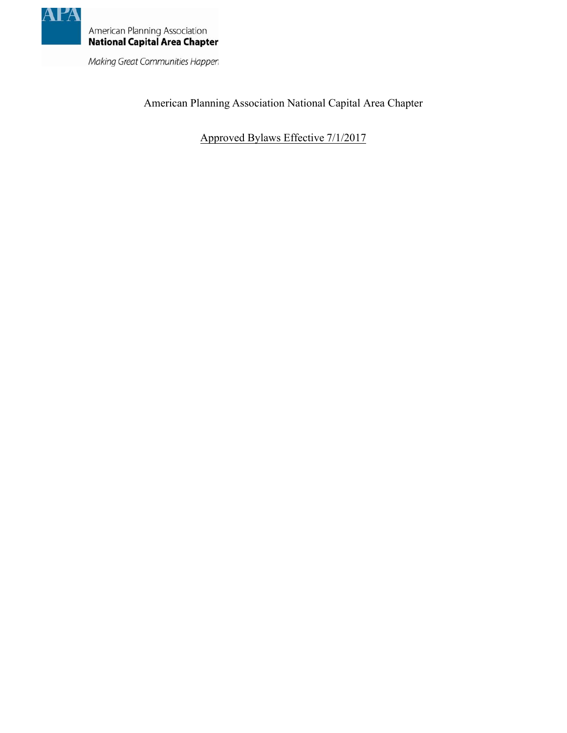APA

American Planning Association
**National Capital Area Chapter**

*Making Great Communities Happen*

# American Planning Association National Capital Area Chapter

## Approved Bylaws Effective 7/1/2017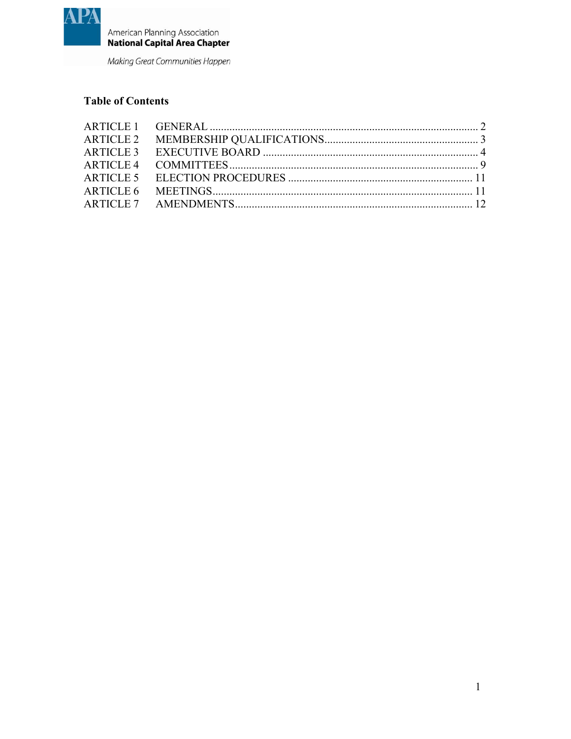American Planning Association
**National Capital Area Chapter**
*Making Great Communities Happen*

## Table of Contents

| | | |
|---|---|---|
| ARTICLE 1 | GENERAL | 2 |
| ARTICLE 2 | MEMBERSHIP QUALIFICATIONS | 3 |
| ARTICLE 3 | EXECUTIVE BOARD | 4 |
| ARTICLE 4 | COMMITTEES | 9 |
| ARTICLE 5 | ELECTION PROCEDURES | 11 |
| ARTICLE 6 | MEETINGS | 11 |
| ARTICLE 7 | AMENDMENTS | 12 |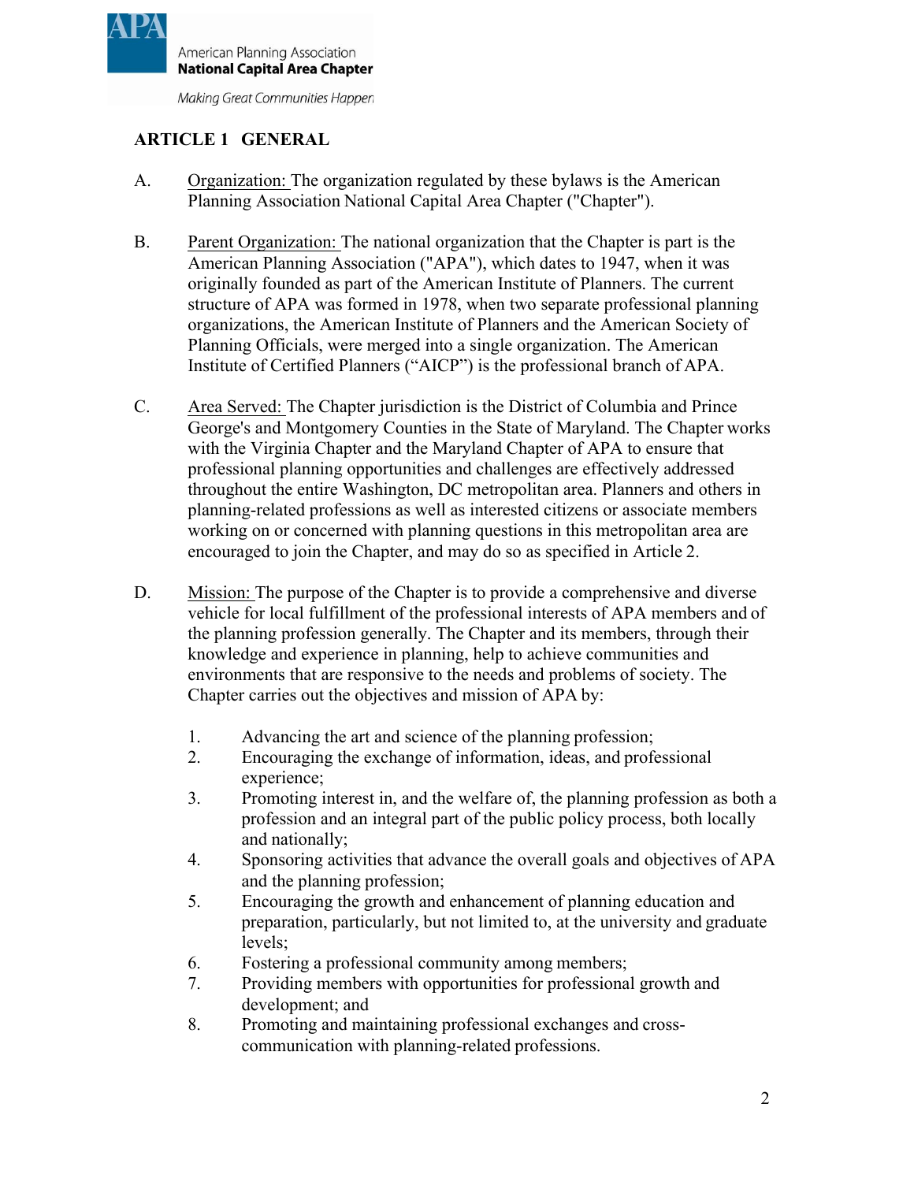## ARTICLE 1 GENERAL

A. Organization: The organization regulated by these bylaws is the American Planning Association National Capital Area Chapter ("Chapter").

B. Parent Organization: The national organization that the Chapter is part is the American Planning Association ("APA"), which dates to 1947, when it was originally founded as part of the American Institute of Planners. The current structure of APA was formed in 1978, when two separate professional planning organizations, the American Institute of Planners and the American Society of Planning Officials, were merged into a single organization. The American Institute of Certified Planners ("AICP") is the professional branch of APA.

C. Area Served: The Chapter jurisdiction is the District of Columbia and Prince George's and Montgomery Counties in the State of Maryland. The Chapter works with the Virginia Chapter and the Maryland Chapter of APA to ensure that professional planning opportunities and challenges are effectively addressed throughout the entire Washington, DC metropolitan area. Planners and others in planning-related professions as well as interested citizens or associate members working on or concerned with planning questions in this metropolitan area are encouraged to join the Chapter, and may do so as specified in Article 2.

D. Mission: The purpose of the Chapter is to provide a comprehensive and diverse vehicle for local fulfillment of the professional interests of APA members and of the planning profession generally. The Chapter and its members, through their knowledge and experience in planning, help to achieve communities and environments that are responsive to the needs and problems of society. The Chapter carries out the objectives and mission of APA by:

1. Advancing the art and science of the planning profession;
2. Encouraging the exchange of information, ideas, and professional experience;
3. Promoting interest in, and the welfare of, the planning profession as both a profession and an integral part of the public policy process, both locally and nationally;
4. Sponsoring activities that advance the overall goals and objectives of APA and the planning profession;
5. Encouraging the growth and enhancement of planning education and preparation, particularly, but not limited to, at the university and graduate levels;
6. Fostering a professional community among members;
7. Providing members with opportunities for professional growth and development; and
8. Promoting and maintaining professional exchanges and cross-communication with planning-related professions.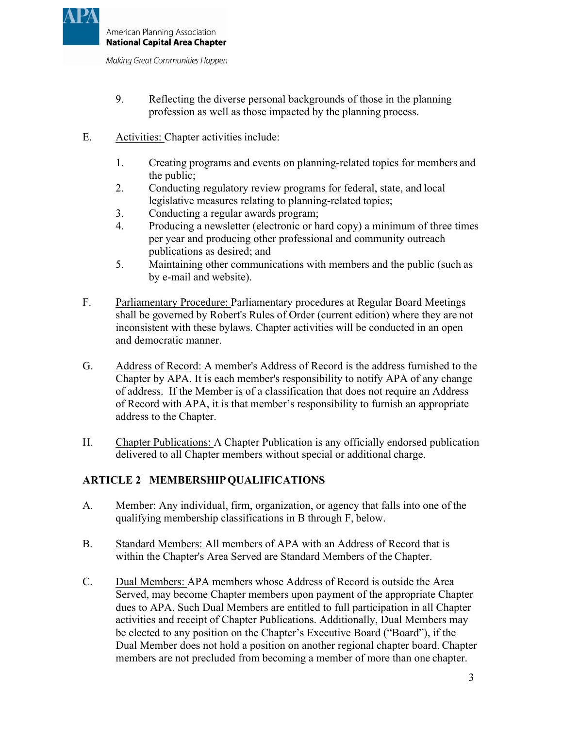9. Reflecting the diverse personal backgrounds of those in the planning profession as well as those impacted by the planning process.

E. Activities: Chapter activities include:

1. Creating programs and events on planning-related topics for members and the public;
2. Conducting regulatory review programs for federal, state, and local legislative measures relating to planning-related topics;
3. Conducting a regular awards program;
4. Producing a newsletter (electronic or hard copy) a minimum of three times per year and producing other professional and community outreach publications as desired; and
5. Maintaining other communications with members and the public (such as by e-mail and website).

F. Parliamentary Procedure: Parliamentary procedures at Regular Board Meetings shall be governed by Robert's Rules of Order (current edition) where they are not inconsistent with these bylaws. Chapter activities will be conducted in an open and democratic manner.

G. Address of Record: A member's Address of Record is the address furnished to the Chapter by APA. It is each member's responsibility to notify APA of any change of address. If the Member is of a classification that does not require an Address of Record with APA, it is that member's responsibility to furnish an appropriate address to the Chapter.

H. Chapter Publications: A Chapter Publication is any officially endorsed publication delivered to all Chapter members without special or additional charge.

## ARTICLE 2 MEMBERSHIP QUALIFICATIONS

A. Member: Any individual, firm, organization, or agency that falls into one of the qualifying membership classifications in B through F, below.

B. Standard Members: All members of APA with an Address of Record that is within the Chapter's Area Served are Standard Members of the Chapter.

C. Dual Members: APA members whose Address of Record is outside the Area Served, may become Chapter members upon payment of the appropriate Chapter dues to APA. Such Dual Members are entitled to full participation in all Chapter activities and receipt of Chapter Publications. Additionally, Dual Members may be elected to any position on the Chapter's Executive Board ("Board"), if the Dual Member does not hold a position on another regional chapter board. Chapter members are not precluded from becoming a member of more than one chapter.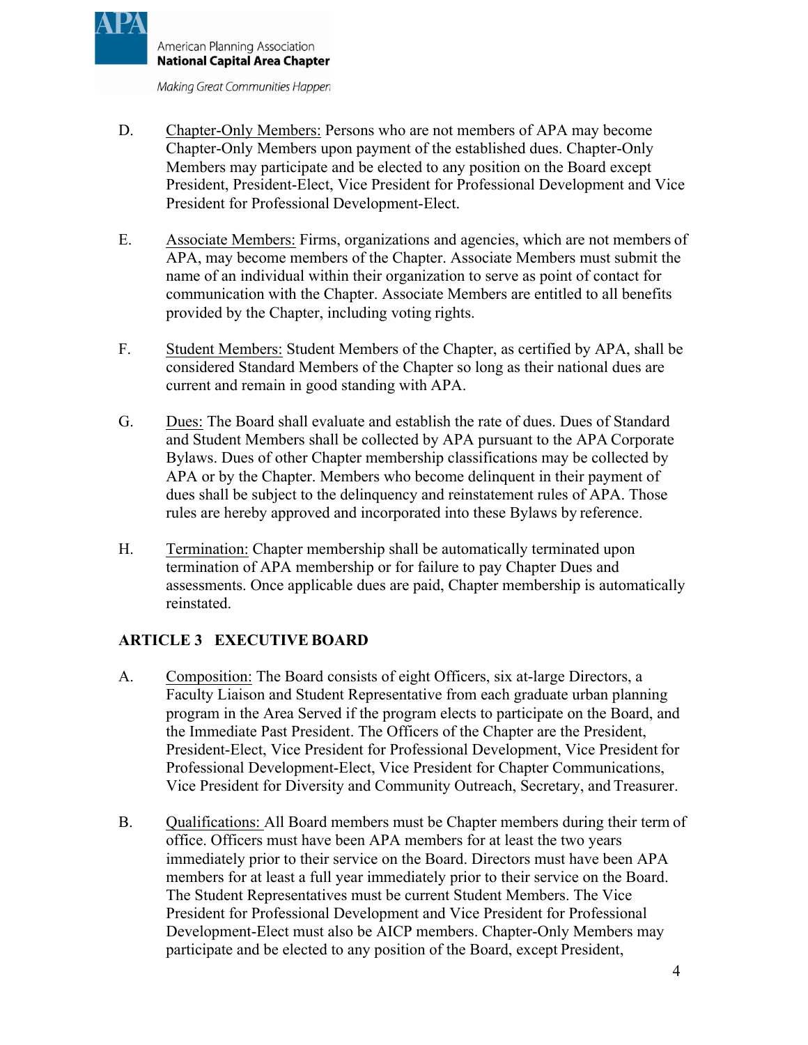D. Chapter-Only Members: Persons who are not members of APA may become Chapter-Only Members upon payment of the established dues. Chapter-Only Members may participate and be elected to any position on the Board except President, President-Elect, Vice President for Professional Development and Vice President for Professional Development-Elect.

E. Associate Members: Firms, organizations and agencies, which are not members of APA, may become members of the Chapter. Associate Members must submit the name of an individual within their organization to serve as point of contact for communication with the Chapter. Associate Members are entitled to all benefits provided by the Chapter, including voting rights.

F. Student Members: Student Members of the Chapter, as certified by APA, shall be considered Standard Members of the Chapter so long as their national dues are current and remain in good standing with APA.

G. Dues: The Board shall evaluate and establish the rate of dues. Dues of Standard and Student Members shall be collected by APA pursuant to the APA Corporate Bylaws. Dues of other Chapter membership classifications may be collected by APA or by the Chapter. Members who become delinquent in their payment of dues shall be subject to the delinquency and reinstatement rules of APA. Those rules are hereby approved and incorporated into these Bylaws by reference.

H. Termination: Chapter membership shall be automatically terminated upon termination of APA membership or for failure to pay Chapter Dues and assessments. Once applicable dues are paid, Chapter membership is automatically reinstated.

## ARTICLE 3 EXECUTIVE BOARD

A. Composition: The Board consists of eight Officers, six at-large Directors, a Faculty Liaison and Student Representative from each graduate urban planning program in the Area Served if the program elects to participate on the Board, and the Immediate Past President. The Officers of the Chapter are the President, President-Elect, Vice President for Professional Development, Vice President for Professional Development-Elect, Vice President for Chapter Communications, Vice President for Diversity and Community Outreach, Secretary, and Treasurer.

B. Qualifications: All Board members must be Chapter members during their term of office. Officers must have been APA members for at least the two years immediately prior to their service on the Board. Directors must have been APA members for at least a full year immediately prior to their service on the Board. The Student Representatives must be current Student Members. The Vice President for Professional Development and Vice President for Professional Development-Elect must also be AICP members. Chapter-Only Members may participate and be elected to any position of the Board, except President,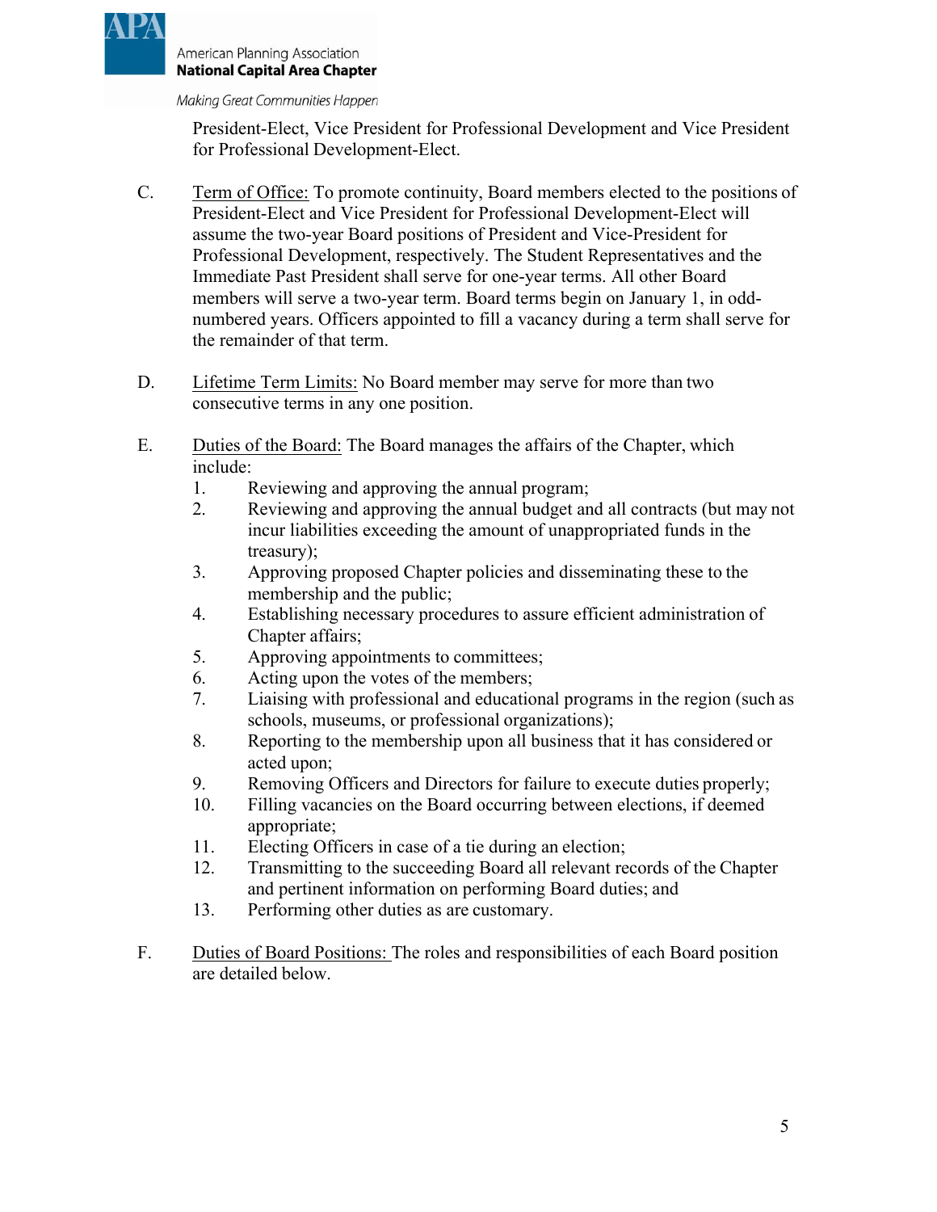President-Elect, Vice President for Professional Development and Vice President for Professional Development-Elect.

C. Term of Office: To promote continuity, Board members elected to the positions of President-Elect and Vice President for Professional Development-Elect will assume the two-year Board positions of President and Vice-President for Professional Development, respectively. The Student Representatives and the Immediate Past President shall serve for one-year terms. All other Board members will serve a two-year term. Board terms begin on January 1, in odd-numbered years. Officers appointed to fill a vacancy during a term shall serve for the remainder of that term.

D. Lifetime Term Limits: No Board member may serve for more than two consecutive terms in any one position.

E. Duties of the Board: The Board manages the affairs of the Chapter, which include:

1. Reviewing and approving the annual program;
2. Reviewing and approving the annual budget and all contracts (but may not incur liabilities exceeding the amount of unappropriated funds in the treasury);
3. Approving proposed Chapter policies and disseminating these to the membership and the public;
4. Establishing necessary procedures to assure efficient administration of Chapter affairs;
5. Approving appointments to committees;
6. Acting upon the votes of the members;
7. Liaising with professional and educational programs in the region (such as schools, museums, or professional organizations);
8. Reporting to the membership upon all business that it has considered or acted upon;
9. Removing Officers and Directors for failure to execute duties properly;
10. Filling vacancies on the Board occurring between elections, if deemed appropriate;
11. Electing Officers in case of a tie during an election;
12. Transmitting to the succeeding Board all relevant records of the Chapter and pertinent information on performing Board duties; and
13. Performing other duties as are customary.

F. Duties of Board Positions: The roles and responsibilities of each Board position are detailed below.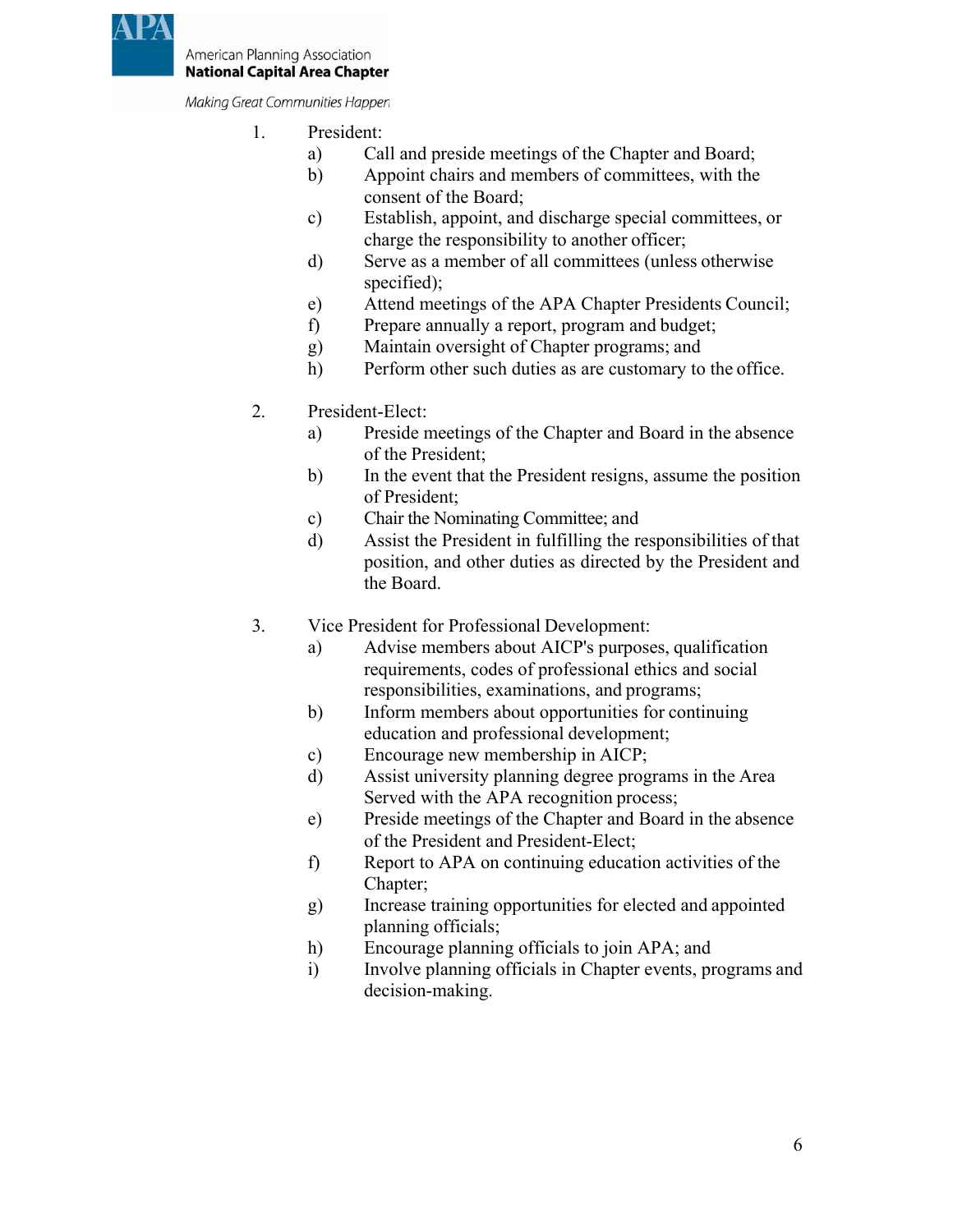1. President:
   a) Call and preside meetings of the Chapter and Board;
   b) Appoint chairs and members of committees, with the consent of the Board;
   c) Establish, appoint, and discharge special committees, or charge the responsibility to another officer;
   d) Serve as a member of all committees (unless otherwise specified);
   e) Attend meetings of the APA Chapter Presidents Council;
   f) Prepare annually a report, program and budget;
   g) Maintain oversight of Chapter programs; and
   h) Perform other such duties as are customary to the office.

2. President-Elect:
   a) Preside meetings of the Chapter and Board in the absence of the President;
   b) In the event that the President resigns, assume the position of President;
   c) Chair the Nominating Committee; and
   d) Assist the President in fulfilling the responsibilities of that position, and other duties as directed by the President and the Board.

3. Vice President for Professional Development:
   a) Advise members about AICP's purposes, qualification requirements, codes of professional ethics and social responsibilities, examinations, and programs;
   b) Inform members about opportunities for continuing education and professional development;
   c) Encourage new membership in AICP;
   d) Assist university planning degree programs in the Area Served with the APA recognition process;
   e) Preside meetings of the Chapter and Board in the absence of the President and President-Elect;
   f) Report to APA on continuing education activities of the Chapter;
   g) Increase training opportunities for elected and appointed planning officials;
   h) Encourage planning officials to join APA; and
   i) Involve planning officials in Chapter events, programs and decision-making.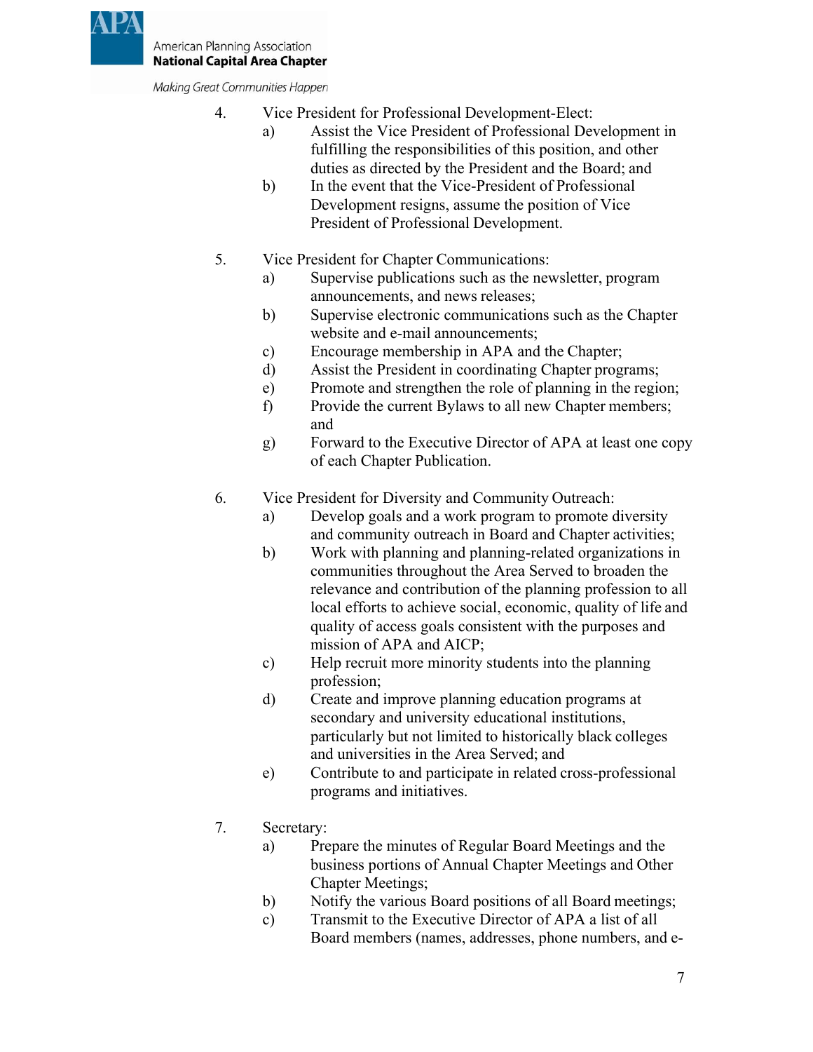4. Vice President for Professional Development-Elect:
   a) Assist the Vice President of Professional Development in fulfilling the responsibilities of this position, and other duties as directed by the President and the Board; and
   b) In the event that the Vice-President of Professional Development resigns, assume the position of Vice President of Professional Development.

5. Vice President for Chapter Communications:
   a) Supervise publications such as the newsletter, program announcements, and news releases;
   b) Supervise electronic communications such as the Chapter website and e-mail announcements;
   c) Encourage membership in APA and the Chapter;
   d) Assist the President in coordinating Chapter programs;
   e) Promote and strengthen the role of planning in the region;
   f) Provide the current Bylaws to all new Chapter members; and
   g) Forward to the Executive Director of APA at least one copy of each Chapter Publication.

6. Vice President for Diversity and Community Outreach:
   a) Develop goals and a work program to promote diversity and community outreach in Board and Chapter activities;
   b) Work with planning and planning-related organizations in communities throughout the Area Served to broaden the relevance and contribution of the planning profession to all local efforts to achieve social, economic, quality of life and quality of access goals consistent with the purposes and mission of APA and AICP;
   c) Help recruit more minority students into the planning profession;
   d) Create and improve planning education programs at secondary and university educational institutions, particularly but not limited to historically black colleges and universities in the Area Served; and
   e) Contribute to and participate in related cross-professional programs and initiatives.

7. Secretary:
   a) Prepare the minutes of Regular Board Meetings and the business portions of Annual Chapter Meetings and Other Chapter Meetings;
   b) Notify the various Board positions of all Board meetings;
   c) Transmit to the Executive Director of APA a list of all Board members (names, addresses, phone numbers, and e-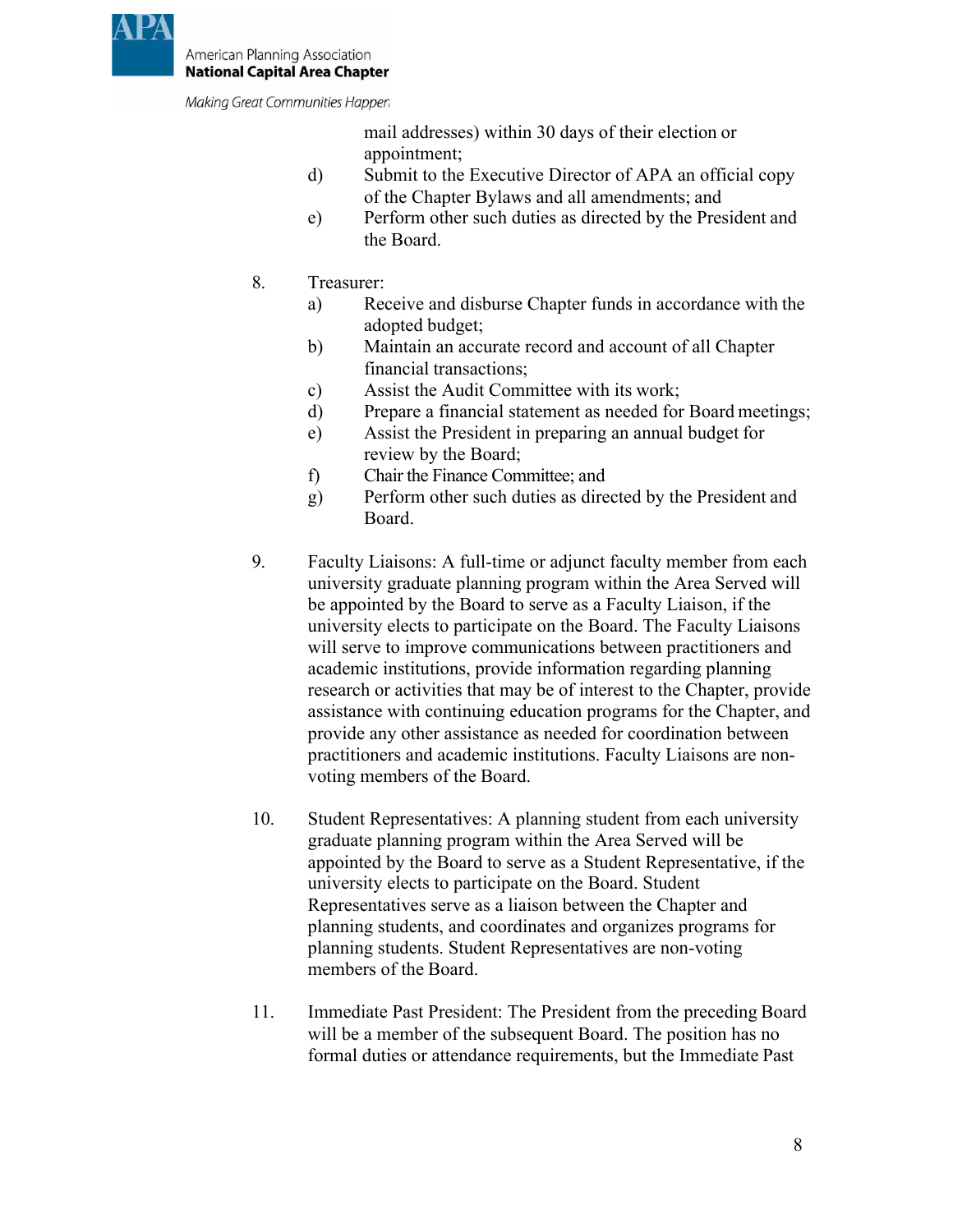mail addresses) within 30 days of their election or appointment;

d) Submit to the Executive Director of APA an official copy of the Chapter Bylaws and all amendments; and

e) Perform other such duties as directed by the President and the Board.

8. Treasurer:

   a) Receive and disburse Chapter funds in accordance with the adopted budget;

   b) Maintain an accurate record and account of all Chapter financial transactions;

   c) Assist the Audit Committee with its work;

   d) Prepare a financial statement as needed for Board meetings;

   e) Assist the President in preparing an annual budget for review by the Board;

   f) Chair the Finance Committee; and

   g) Perform other such duties as directed by the President and Board.

9. Faculty Liaisons: A full-time or adjunct faculty member from each university graduate planning program within the Area Served will be appointed by the Board to serve as a Faculty Liaison, if the university elects to participate on the Board. The Faculty Liaisons will serve to improve communications between practitioners and academic institutions, provide information regarding planning research or activities that may be of interest to the Chapter, provide assistance with continuing education programs for the Chapter, and provide any other assistance as needed for coordination between practitioners and academic institutions. Faculty Liaisons are non-voting members of the Board.

10. Student Representatives: A planning student from each university graduate planning program within the Area Served will be appointed by the Board to serve as a Student Representative, if the university elects to participate on the Board. Student Representatives serve as a liaison between the Chapter and planning students, and coordinates and organizes programs for planning students. Student Representatives are non-voting members of the Board.

11. Immediate Past President: The President from the preceding Board will be a member of the subsequent Board. The position has no formal duties or attendance requirements, but the Immediate Past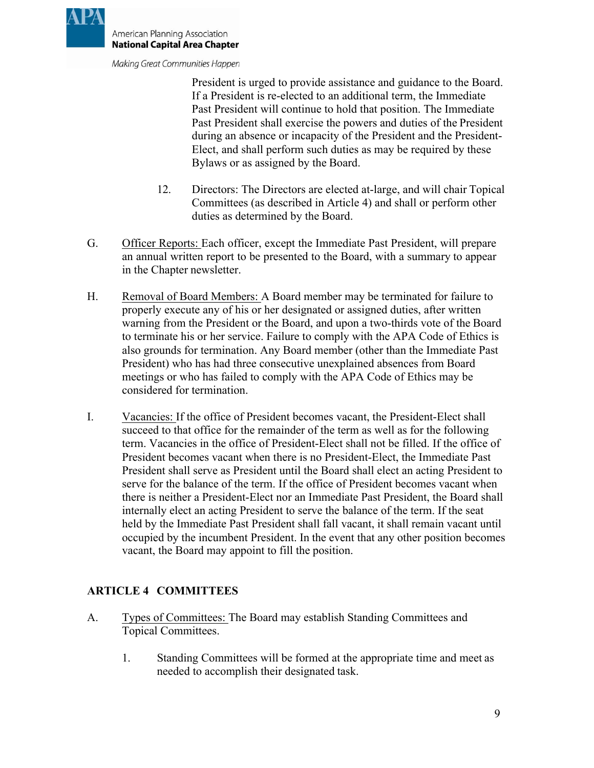President is urged to provide assistance and guidance to the Board. If a President is re-elected to an additional term, the Immediate Past President will continue to hold that position. The Immediate Past President shall exercise the powers and duties of the President during an absence or incapacity of the President and the President-Elect, and shall perform such duties as may be required by these Bylaws or as assigned by the Board.

12. Directors: The Directors are elected at-large, and will chair Topical Committees (as described in Article 4) and shall or perform other duties as determined by the Board.

G. Officer Reports: Each officer, except the Immediate Past President, will prepare an annual written report to be presented to the Board, with a summary to appear in the Chapter newsletter.

H. Removal of Board Members: A Board member may be terminated for failure to properly execute any of his or her designated or assigned duties, after written warning from the President or the Board, and upon a two-thirds vote of the Board to terminate his or her service. Failure to comply with the APA Code of Ethics is also grounds for termination. Any Board member (other than the Immediate Past President) who has had three consecutive unexplained absences from Board meetings or who has failed to comply with the APA Code of Ethics may be considered for termination.

I. Vacancies: If the office of President becomes vacant, the President-Elect shall succeed to that office for the remainder of the term as well as for the following term. Vacancies in the office of President-Elect shall not be filled. If the office of President becomes vacant when there is no President-Elect, the Immediate Past President shall serve as President until the Board shall elect an acting President to serve for the balance of the term. If the office of President becomes vacant when there is neither a President-Elect nor an Immediate Past President, the Board shall internally elect an acting President to serve the balance of the term. If the seat held by the Immediate Past President shall fall vacant, it shall remain vacant until occupied by the incumbent President. In the event that any other position becomes vacant, the Board may appoint to fill the position.

## ARTICLE 4 COMMITTEES

A. Types of Committees: The Board may establish Standing Committees and Topical Committees.

1. Standing Committees will be formed at the appropriate time and meet as needed to accomplish their designated task.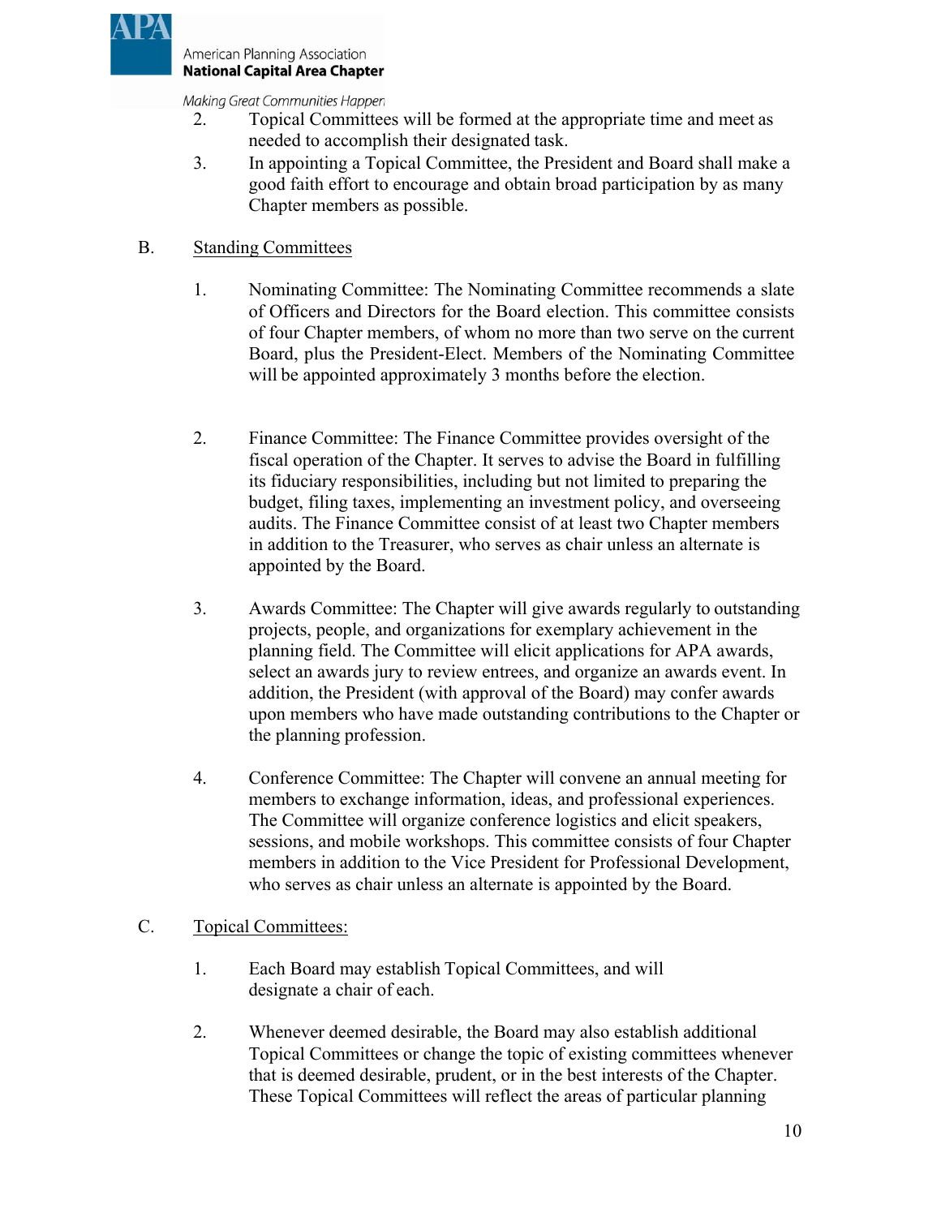2. Topical Committees will be formed at the appropriate time and meet as needed to accomplish their designated task.
3. In appointing a Topical Committee, the President and Board shall make a good faith effort to encourage and obtain broad participation by as many Chapter members as possible.

B. Standing Committees

1. Nominating Committee: The Nominating Committee recommends a slate of Officers and Directors for the Board election. This committee consists of four Chapter members, of whom no more than two serve on the current Board, plus the President-Elect. Members of the Nominating Committee will be appointed approximately 3 months before the election.

2. Finance Committee: The Finance Committee provides oversight of the fiscal operation of the Chapter. It serves to advise the Board in fulfilling its fiduciary responsibilities, including but not limited to preparing the budget, filing taxes, implementing an investment policy, and overseeing audits. The Finance Committee consist of at least two Chapter members in addition to the Treasurer, who serves as chair unless an alternate is appointed by the Board.

3. Awards Committee: The Chapter will give awards regularly to outstanding projects, people, and organizations for exemplary achievement in the planning field. The Committee will elicit applications for APA awards, select an awards jury to review entrees, and organize an awards event. In addition, the President (with approval of the Board) may confer awards upon members who have made outstanding contributions to the Chapter or the planning profession.

4. Conference Committee: The Chapter will convene an annual meeting for members to exchange information, ideas, and professional experiences. The Committee will organize conference logistics and elicit speakers, sessions, and mobile workshops. This committee consists of four Chapter members in addition to the Vice President for Professional Development, who serves as chair unless an alternate is appointed by the Board.

C. Topical Committees:

1. Each Board may establish Topical Committees, and will designate a chair of each.

2. Whenever deemed desirable, the Board may also establish additional Topical Committees or change the topic of existing committees whenever that is deemed desirable, prudent, or in the best interests of the Chapter. These Topical Committees will reflect the areas of particular planning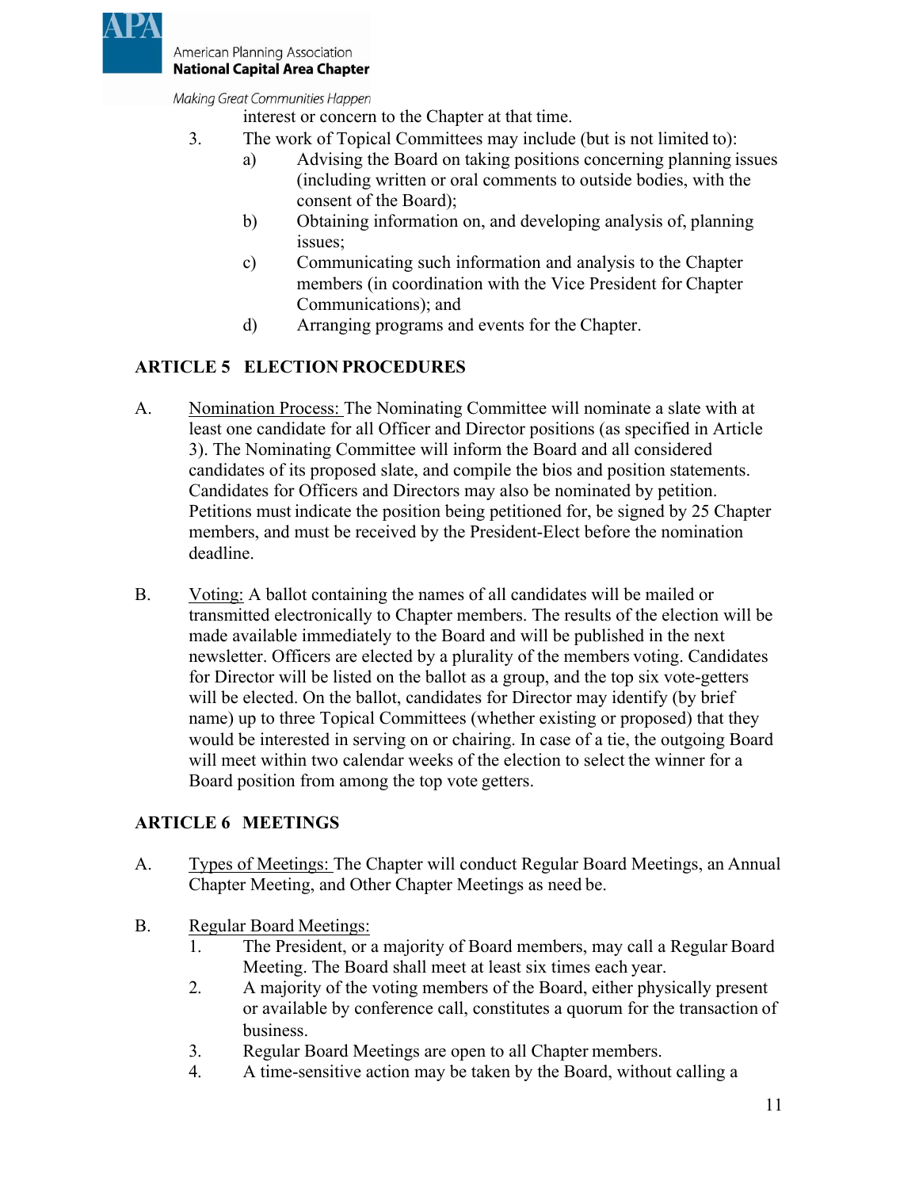interest or concern to the Chapter at that time.

3. The work of Topical Committees may include (but is not limited to):
   a) Advising the Board on taking positions concerning planning issues (including written or oral comments to outside bodies, with the consent of the Board);
   b) Obtaining information on, and developing analysis of, planning issues;
   c) Communicating such information and analysis to the Chapter members (in coordination with the Vice President for Chapter Communications); and
   d) Arranging programs and events for the Chapter.

## ARTICLE 5 ELECTION PROCEDURES

A. Nomination Process: The Nominating Committee will nominate a slate with at least one candidate for all Officer and Director positions (as specified in Article 3). The Nominating Committee will inform the Board and all considered candidates of its proposed slate, and compile the bios and position statements. Candidates for Officers and Directors may also be nominated by petition. Petitions must indicate the position being petitioned for, be signed by 25 Chapter members, and must be received by the President-Elect before the nomination deadline.

B. Voting: A ballot containing the names of all candidates will be mailed or transmitted electronically to Chapter members. The results of the election will be made available immediately to the Board and will be published in the next newsletter. Officers are elected by a plurality of the members voting. Candidates for Director will be listed on the ballot as a group, and the top six vote-getters will be elected. On the ballot, candidates for Director may identify (by brief name) up to three Topical Committees (whether existing or proposed) that they would be interested in serving on or chairing. In case of a tie, the outgoing Board will meet within two calendar weeks of the election to select the winner for a Board position from among the top vote getters.

## ARTICLE 6 MEETINGS

A. Types of Meetings: The Chapter will conduct Regular Board Meetings, an Annual Chapter Meeting, and Other Chapter Meetings as need be.

B. Regular Board Meetings:
   1. The President, or a majority of Board members, may call a Regular Board Meeting. The Board shall meet at least six times each year.
   2. A majority of the voting members of the Board, either physically present or available by conference call, constitutes a quorum for the transaction of business.
   3. Regular Board Meetings are open to all Chapter members.
   4. A time-sensitive action may be taken by the Board, without calling a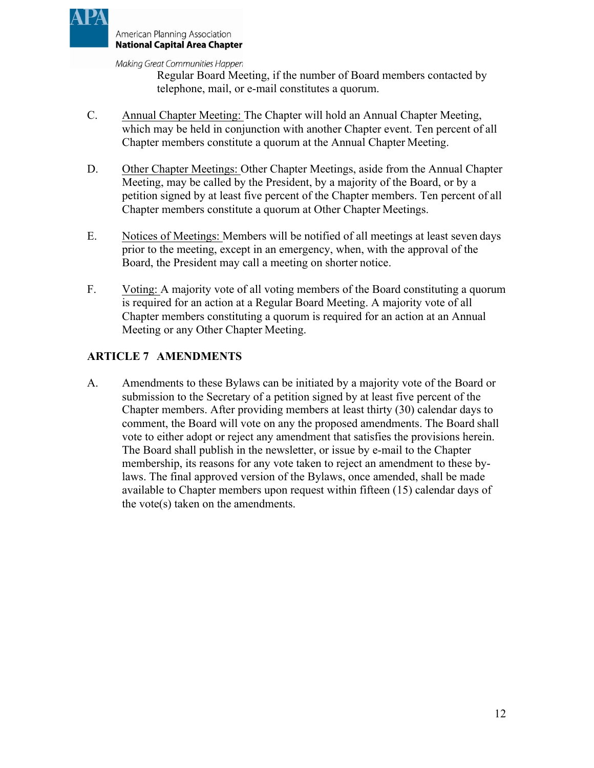Regular Board Meeting, if the number of Board members contacted by telephone, mail, or e-mail constitutes a quorum.

C. Annual Chapter Meeting: The Chapter will hold an Annual Chapter Meeting, which may be held in conjunction with another Chapter event. Ten percent of all Chapter members constitute a quorum at the Annual Chapter Meeting.

D. Other Chapter Meetings: Other Chapter Meetings, aside from the Annual Chapter Meeting, may be called by the President, by a majority of the Board, or by a petition signed by at least five percent of the Chapter members. Ten percent of all Chapter members constitute a quorum at Other Chapter Meetings.

E. Notices of Meetings: Members will be notified of all meetings at least seven days prior to the meeting, except in an emergency, when, with the approval of the Board, the President may call a meeting on shorter notice.

F. Voting: A majority vote of all voting members of the Board constituting a quorum is required for an action at a Regular Board Meeting. A majority vote of all Chapter members constituting a quorum is required for an action at an Annual Meeting or any Other Chapter Meeting.

## ARTICLE 7 AMENDMENTS

A. Amendments to these Bylaws can be initiated by a majority vote of the Board or submission to the Secretary of a petition signed by at least five percent of the Chapter members. After providing members at least thirty (30) calendar days to comment, the Board will vote on any the proposed amendments. The Board shall vote to either adopt or reject any amendment that satisfies the provisions herein. The Board shall publish in the newsletter, or issue by e-mail to the Chapter membership, its reasons for any vote taken to reject an amendment to these by-laws. The final approved version of the Bylaws, once amended, shall be made available to Chapter members upon request within fifteen (15) calendar days of the vote(s) taken on the amendments.